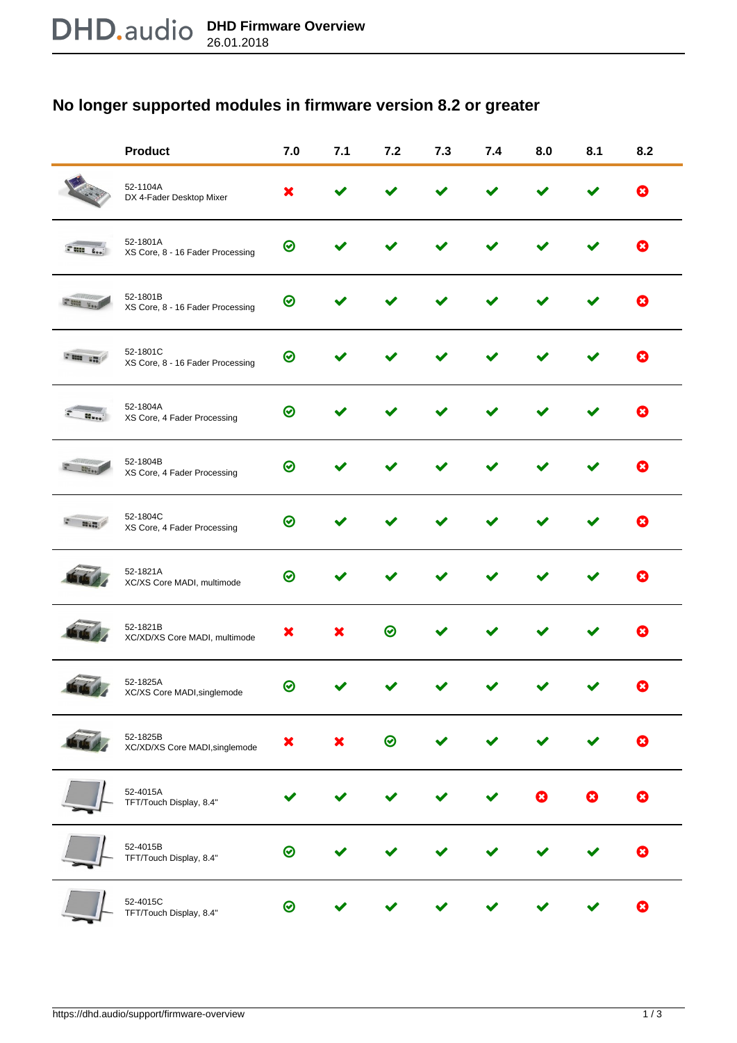## No longer supported modules in firmware version 8.2 or greater

| Product | 7.0 | 7.1 | 7.2 | 7.3 | 7.4 | 8.0 | 8.1 | 8.2 |
|---|---|---|---|---|---|---|---|---|
| 52-1104A DX 4-Fader Desktop Mixer | ✖ | ✔ | ✔ | ✔ | ✔ | ✔ | ✔ | (✖) |
| 52-1801A XS Core, 8 - 16 Fader Processing | (✔) | ✔ | ✔ | ✔ | ✔ | ✔ | ✔ | (✖) |
| 52-1801B XS Core, 8 - 16 Fader Processing | (✔) | ✔ | ✔ | ✔ | ✔ | ✔ | ✔ | (✖) |
| 52-1801C XS Core, 8 - 16 Fader Processing | (✔) | ✔ | ✔ | ✔ | ✔ | ✔ | ✔ | (✖) |
| 52-1804A XS Core, 4 Fader Processing | (✔) | ✔ | ✔ | ✔ | ✔ | ✔ | ✔ | (✖) |
| 52-1804B XS Core, 4 Fader Processing | (✔) | ✔ | ✔ | ✔ | ✔ | ✔ | ✔ | (✖) |
| 52-1804C XS Core, 4 Fader Processing | (✔) | ✔ | ✔ | ✔ | ✔ | ✔ | ✔ | (✖) |
| 52-1821A XC/XS Core MADI, multimode | (✔) | ✔ | ✔ | ✔ | ✔ | ✔ | ✔ | (✖) |
| 52-1821B XC/XD/XS Core MADI, multimode | ✖ | ✖ | (✔) | ✔ | ✔ | ✔ | ✔ | (✖) |
| 52-1825A XC/XS Core MADI,singlemode | (✔) | ✔ | ✔ | ✔ | ✔ | ✔ | ✔ | (✖) |
| 52-1825B XC/XD/XS Core MADI,singlemode | ✖ | ✖ | (✔) | ✔ | ✔ | ✔ | ✔ | (✖) |
| 52-4015A TFT/Touch Display, 8.4" | ✔ | ✔ | ✔ | ✔ | ✔ | (✖) | (✖) | (✖) |
| 52-4015B TFT/Touch Display, 8.4" | (✔) | ✔ | ✔ | ✔ | ✔ | ✔ | ✔ | (✖) |
| 52-4015C TFT/Touch Display, 8.4" | (✔) | ✔ | ✔ | ✔ | ✔ | ✔ | ✔ | (✖) |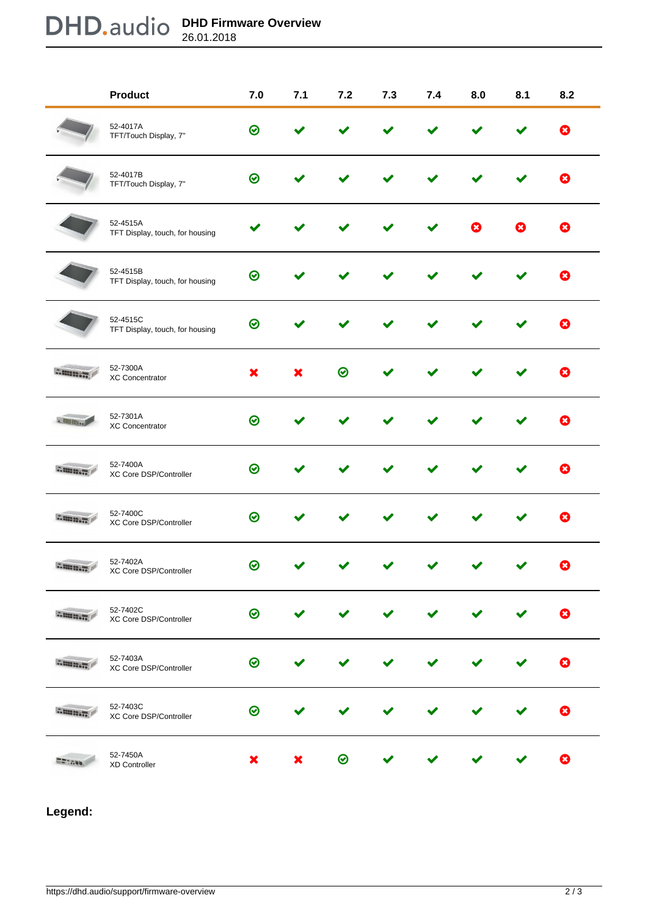| Product | 7.0 | 7.1 | 7.2 | 7.3 | 7.4 | 8.0 | 8.1 | 8.2 |
|---|---|---|---|---|---|---|---|---|
| 52-4017A<br>TFT/Touch Display, 7" | ✅ | ✔ | ✔ | ✔ | ✔ | ✔ | ✔ | ⊗ |
| 52-4017B<br>TFT/Touch Display, 7" | ✅ | ✔ | ✔ | ✔ | ✔ | ✔ | ✔ | ⊗ |
| 52-4515A<br>TFT Display, touch, for housing | ✔ | ✔ | ✔ | ✔ | ✔ | ⊗ | ⊗ | ⊗ |
| 52-4515B<br>TFT Display, touch, for housing | ✅ | ✔ | ✔ | ✔ | ✔ | ✔ | ✔ | ⊗ |
| 52-4515C<br>TFT Display, touch, for housing | ✅ | ✔ | ✔ | ✔ | ✔ | ✔ | ✔ | ⊗ |
| 52-7300A<br>XC Concentrator | ✖ | ✖ | ✅ | ✔ | ✔ | ✔ | ✔ | ⊗ |
| 52-7301A<br>XC Concentrator | ✅ | ✔ | ✔ | ✔ | ✔ | ✔ | ✔ | ⊗ |
| 52-7400A<br>XC Core DSP/Controller | ✅ | ✔ | ✔ | ✔ | ✔ | ✔ | ✔ | ⊗ |
| 52-7400C<br>XC Core DSP/Controller | ✅ | ✔ | ✔ | ✔ | ✔ | ✔ | ✔ | ⊗ |
| 52-7402A<br>XC Core DSP/Controller | ✅ | ✔ | ✔ | ✔ | ✔ | ✔ | ✔ | ⊗ |
| 52-7402C<br>XC Core DSP/Controller | ✅ | ✔ | ✔ | ✔ | ✔ | ✔ | ✔ | ⊗ |
| 52-7403A<br>XC Core DSP/Controller | ✅ | ✔ | ✔ | ✔ | ✔ | ✔ | ✔ | ⊗ |
| 52-7403C<br>XC Core DSP/Controller | ✅ | ✔ | ✔ | ✔ | ✔ | ✔ | ✔ | ⊗ |
| 52-7450A<br>XD Controller | ✖ | ✖ | ✅ | ✔ | ✔ | ✔ | ✔ | ⊗ |

**Legend:**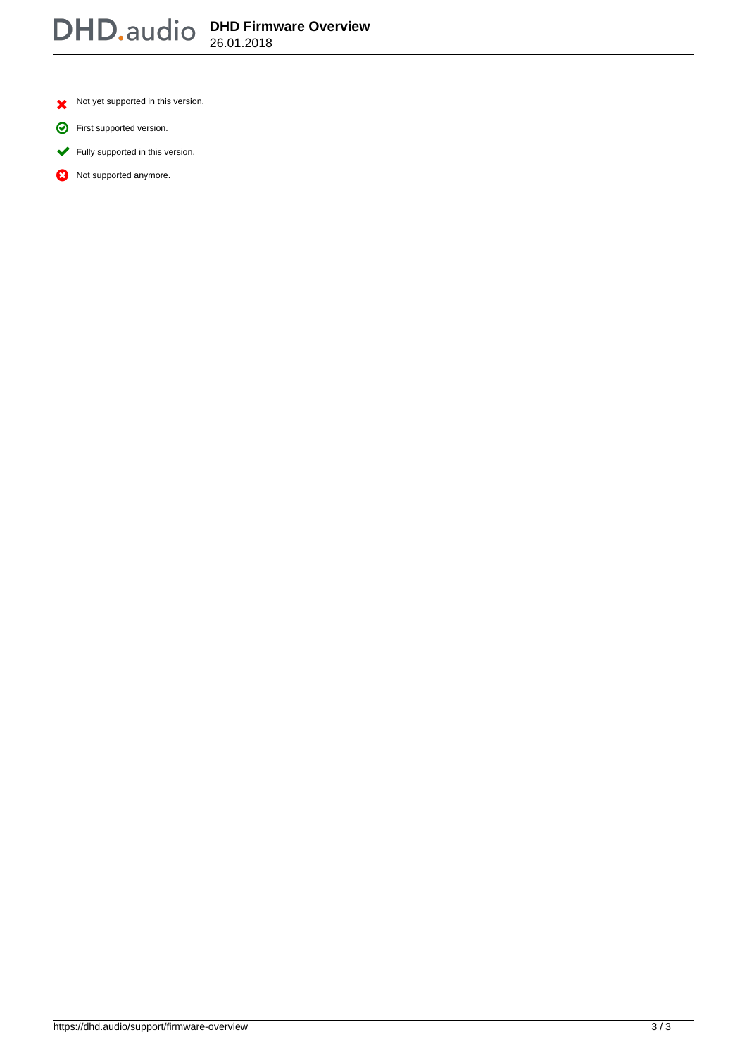- ✖ Not yet supported in this version.
- ⊙ First supported version.
- ✔ Fully supported in this version.
- ⊗ Not supported anymore.